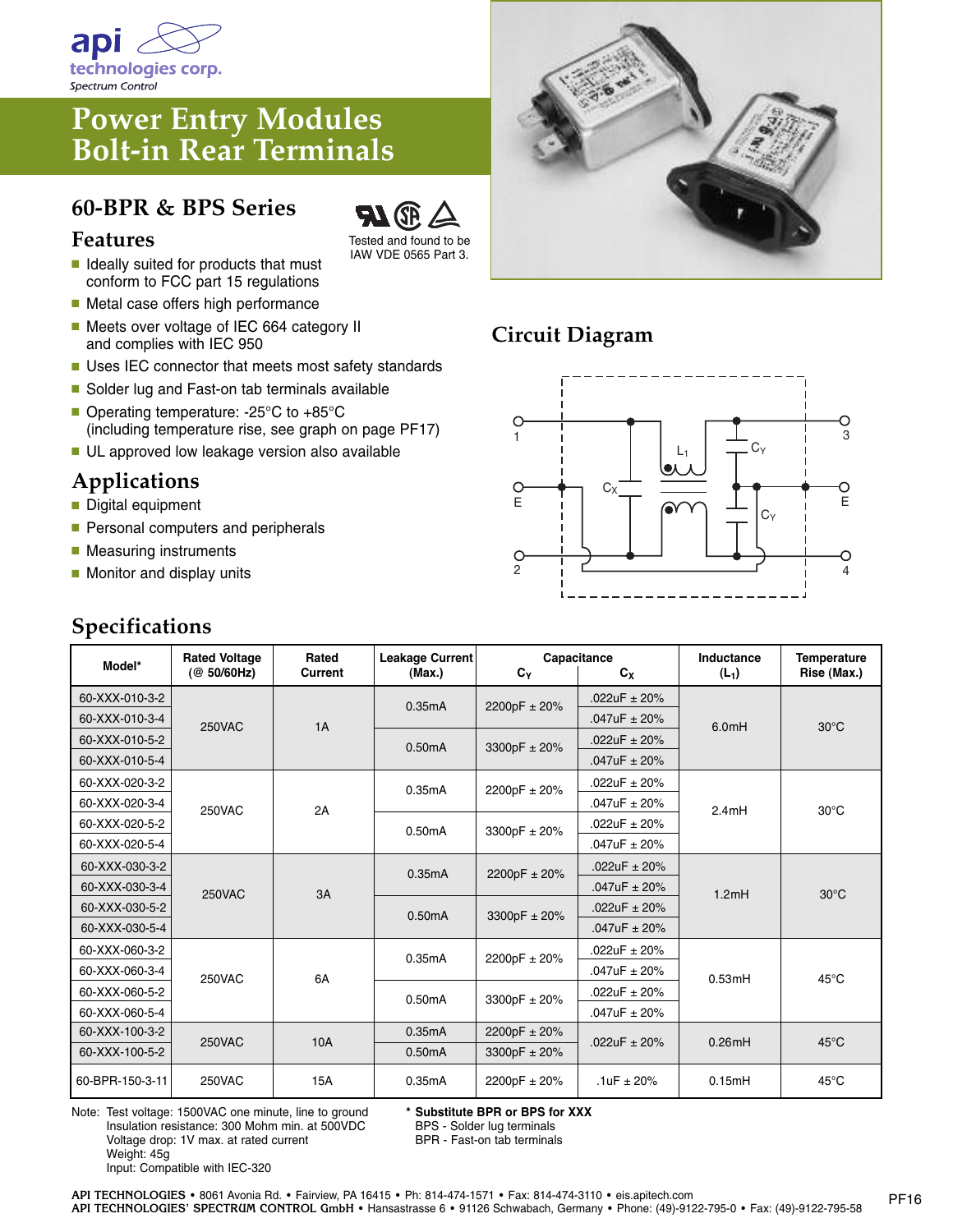api technologies corp.
Spectrum Control

# Power Entry Modules Bolt-in Rear Terminals

## 60-BPR & BPS Series

Tested and found to be IAW VDE 0565 Part 3.

### Features

- Ideally suited for products that must conform to FCC part 15 regulations
- Metal case offers high performance
- Meets over voltage of IEC 664 category II and complies with IEC 950
- Uses IEC connector that meets most safety standards
- Solder lug and Fast-on tab terminals available
- Operating temperature: -25°C to +85°C (including temperature rise, see graph on page PF17)
- UL approved low leakage version also available

### Applications

- Digital equipment
- Personal computers and peripherals
- Measuring instruments
- Monitor and display units

## Circuit Diagram

1, E, 2, 3, E, 4, $C_X$, $L_1$, $C_Y$, $C_Y$

## Specifications

| Model* | Rated Voltage (@ 50/60Hz) | Rated Current | Leakage Current (Max.) | Capacitance | | Inductance ($L_1$) | Temperature Rise (Max.) |
|---|---|---|---|---|---|---|---|
| | | | | $C_Y$ | $C_X$ | | |
| 60-XXX-010-3-2 | 250VAC | 1A | 0.35mA | 2200pF ± 20% | .022uF ± 20% | 6.0mH | 30°C |
| 60-XXX-010-3-4 | | | | | .047uF ± 20% | | |
| 60-XXX-010-5-2 | | | 0.50mA | 3300pF ± 20% | .022uF ± 20% | | |
| 60-XXX-010-5-4 | | | | | .047uF ± 20% | | |
| 60-XXX-020-3-2 | 250VAC | 2A | 0.35mA | 2200pF ± 20% | .022uF ± 20% | 2.4mH | 30°C |
| 60-XXX-020-3-4 | | | | | .047uF ± 20% | | |
| 60-XXX-020-5-2 | | | 0.50mA | 3300pF ± 20% | .022uF ± 20% | | |
| 60-XXX-020-5-4 | | | | | .047uF ± 20% | | |
| 60-XXX-030-3-2 | 250VAC | 3A | 0.35mA | 2200pF ± 20% | .022uF ± 20% | 1.2mH | 30°C |
| 60-XXX-030-3-4 | | | | | .047uF ± 20% | | |
| 60-XXX-030-5-2 | | | 0.50mA | 3300pF ± 20% | .022uF ± 20% | | |
| 60-XXX-030-5-4 | | | | | .047uF ± 20% | | |
| 60-XXX-060-3-2 | 250VAC | 6A | 0.35mA | 2200pF ± 20% | .022uF ± 20% | 0.53mH | 45°C |
| 60-XXX-060-3-4 | | | | | .047uF ± 20% | | |
| 60-XXX-060-5-2 | | | 0.50mA | 3300pF ± 20% | .022uF ± 20% | | |
| 60-XXX-060-5-4 | | | | | .047uF ± 20% | | |
| 60-XXX-100-3-2 | 250VAC | 10A | 0.35mA | 2200pF ± 20% | .022uF ± 20% | 0.26mH | 45°C |
| 60-XXX-100-5-2 | | | 0.50mA | 3300pF ± 20% | | | |
| 60-BPR-150-3-11 | 250VAC | 15A | 0.35mA | 2200pF ± 20% | .1uF ± 20% | 0.15mH | 45°C |

Note: Test voltage: 1500VAC one minute, line to ground
Insulation resistance: 300 Mohm min. at 500VDC
Voltage drop: 1V max. at rated current
Weight: 45g
Input: Compatible with IEC-320

**\* Substitute BPR or BPS for XXX**
BPS - Solder lug terminals
BPR - Fast-on tab terminals

API TECHNOLOGIES • 8061 Avonia Rd. • Fairview, PA 16415 • Ph: 814-474-1571 • Fax: 814-474-3110 • eis.apitech.com
API TECHNOLOGIES' SPECTRUM CONTROL GmbH • Hansastrasse 6 • 91126 Schwabach, Germany • Phone: (49)-9122-795-0 • Fax: (49)-9122-795-58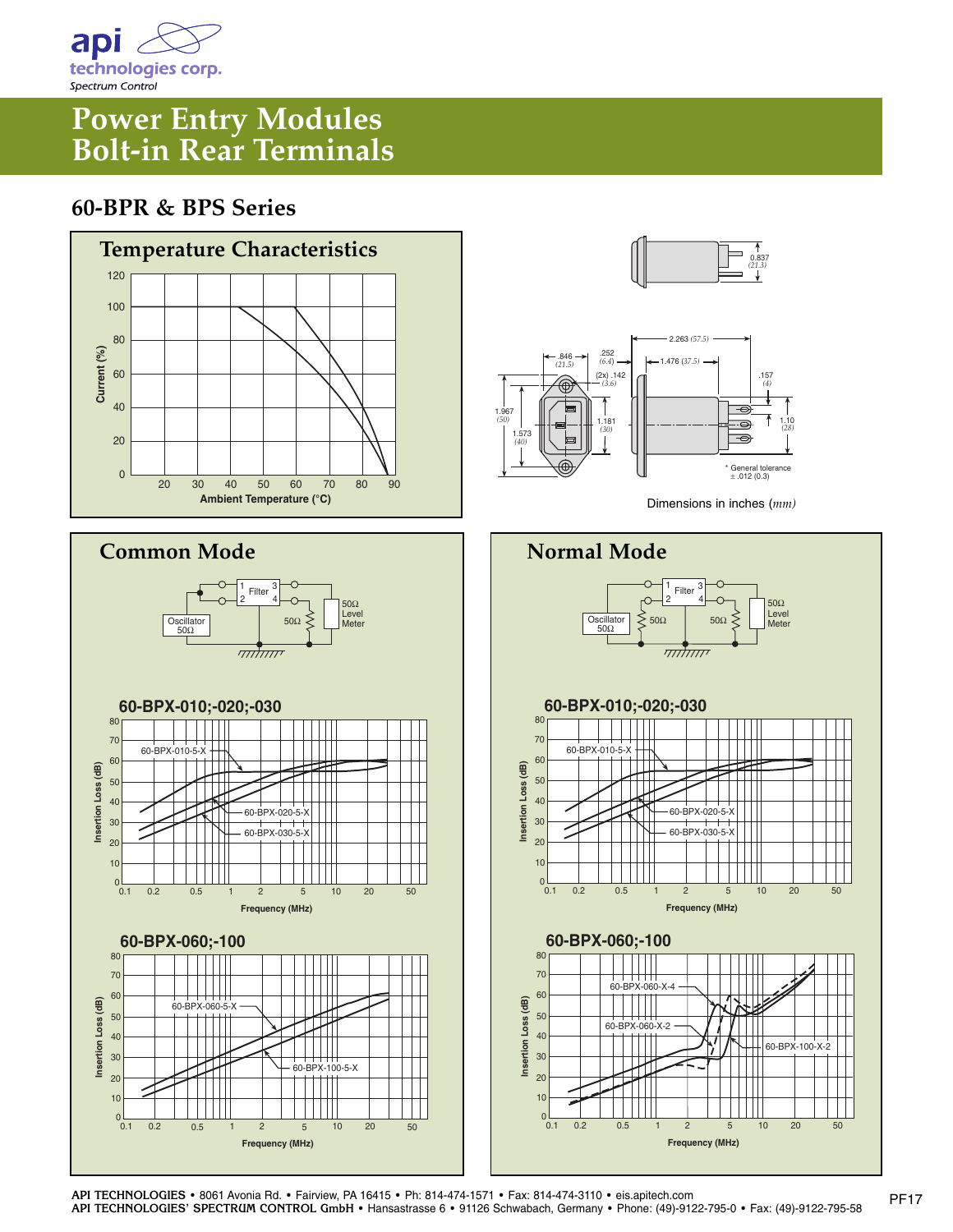# Power Entry Modules
# Bolt-in Rear Terminals

## 60-BPR & BPS Series

### Temperature Characteristics

Current (%)

120
100
80
60
40
20
0

20 30 40 50 60 70 80 90

Ambient Temperature (°C)

0.837 (21.3)

2.263 (57.5)
1.476 (37.5)
.846 (21.5)
.252 (6.4)
(2x) .142 (3.6)
.157 (4)
1.967 (50)
1.573 (40)
1.181 (30)
1.10 (28)

* General tolerance ± .012 (0.3)

Dimensions in inches (*mm*)

### Common Mode

1 Filter 3
2 4
Oscillator 50Ω
50Ω
50Ω Level Meter

**60-BPX-010;-020;-030**

Insertion Loss (dB)

60-BPX-010-5-X
60-BPX-020-5-X
60-BPX-030-5-X

0.1 0.2 0.5 1 2 5 10 20 50

Frequency (MHz)

**60-BPX-060;-100**

Insertion Loss (dB)

60-BPX-060-5-X
60-BPX-100-5-X

0.1 0.2 0.5 1 2 5 10 20 50

Frequency (MHz)

### Normal Mode

1 Filter 3
2 4
Oscillator 50Ω
50Ω
50Ω
50Ω Level Meter

**60-BPX-010;-020;-030**

Insertion Loss (dB)

60-BPX-010-5-X
60-BPX-020-5-X
60-BPX-030-5-X

0.1 0.2 0.5 1 2 5 10 20 50

Frequency (MHz)

**60-BPX-060;-100**

Insertion Loss (dB)

60-BPX-060-X-4
60-BPX-060-X-2
60-BPX-100-X-2

0.1 0.2 0.5 1 2 5 10 20 50

Frequency (MHz)

**API TECHNOLOGIES** • 8061 Avonia Rd. • Fairview, PA 16415 • Ph: 814-474-1571 • Fax: 814-474-3110 • eis.apitech.com
**API TECHNOLOGIES' SPECTRUM CONTROL GmbH** • Hansastrasse 6 • 91126 Schwabach, Germany • Phone: (49)-9122-795-0 • Fax: (49)-9122-795-58